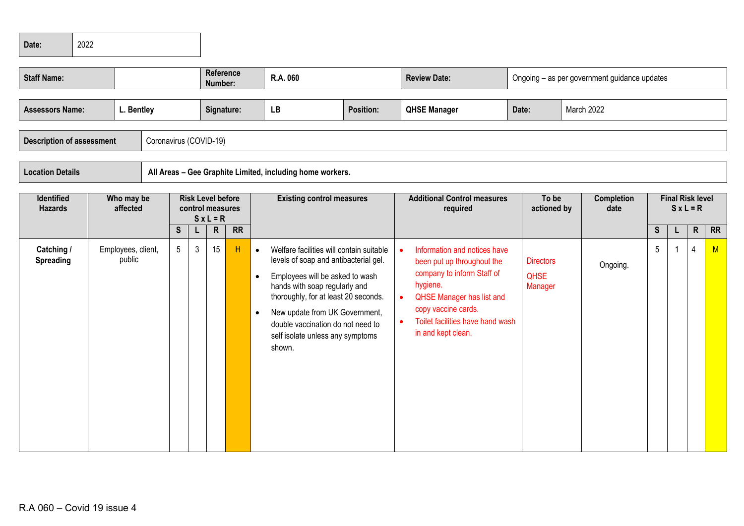| Date: | 2022 |
|---|---|

| Staff Name: | | Reference Number: | R.A. 060 | Review Date: | Ongoing – as per government guidance updates |
|---|---|---|---|---|---|

| Assessors Name: | L. Bentley | Signature: | LB | Position: | QHSE Manager | Date: | March 2022 |
|---|---|---|---|---|---|---|---|

| Description of assessment | Coronavirus (COVID-19) |
|---|---|

| Location Details | **All Areas – Gee Graphite Limited, including home workers.** |
|---|---|

| Identified Hazards | Who may be affected | Risk Level before control measures S x L = R | | | | Existing control measures | Additional Control measures required | To be actioned by | Completion date | Final Risk level S x L = R | | | |
|---|---|---|---|---|---|---|---|---|---|---|---|---|---|
| | | S | L | R | RR | | | | | S | L | R | RR |
| **Catching / Spreading** | Employees, client, public | 5 | 3 | 15 | H | • Welfare facilities will contain suitable levels of soap and antibacterial gel.<br>• Employees will be asked to wash hands with soap regularly and thoroughly, for at least 20 seconds.<br>• New update from UK Government, double vaccination do not need to self isolate unless any symptoms shown. | • Information and notices have been put up throughout the company to inform Staff of hygiene.<br>• QHSE Manager has list and copy vaccine cards.<br>• Toilet facilities have hand wash in and kept clean. | Directors<br>QHSE Manager | Ongoing. | 5 | 1 | 4 | M |

R.A 060 – Covid 19 issue 4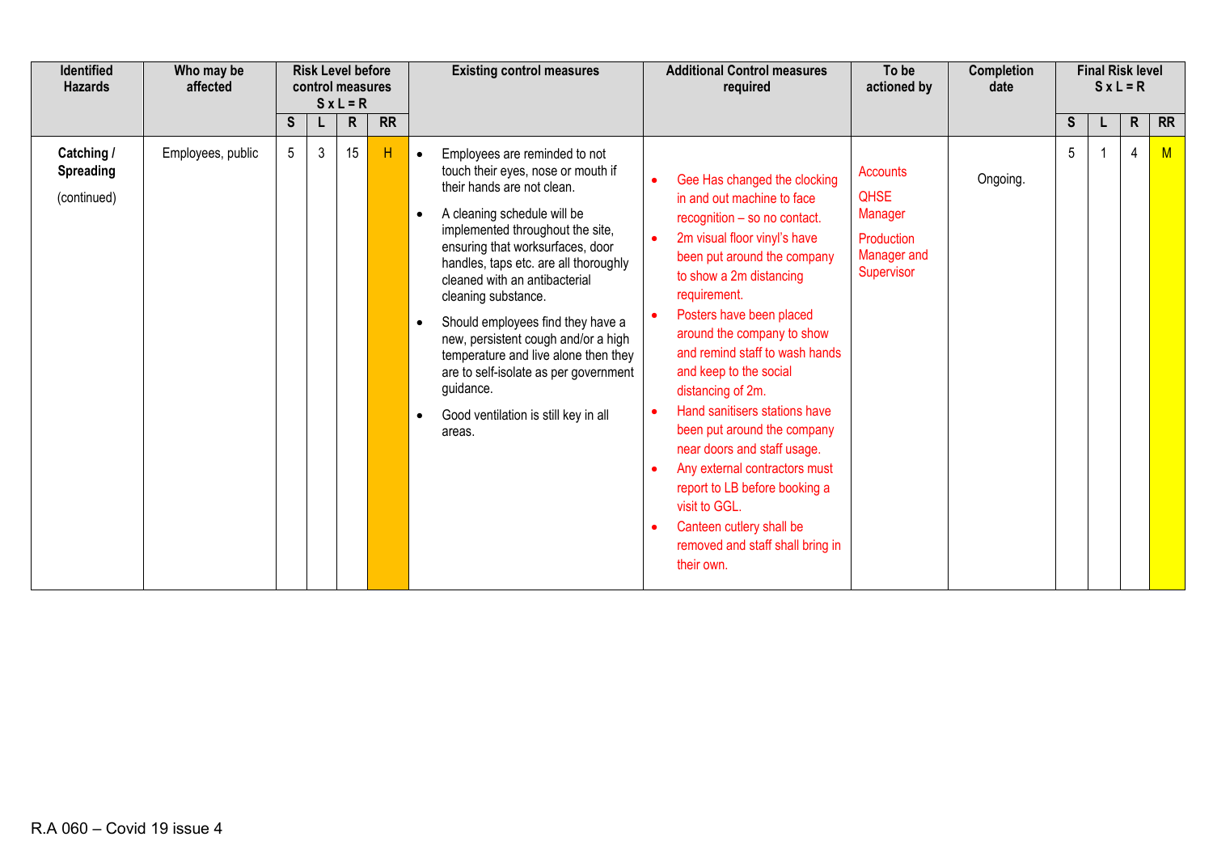| Identified Hazards | Who may be affected | Risk Level before control measures S x L = R | | | | Existing control measures | Additional Control measures required | To be actioned by | Completion date | Final Risk level S x L = R | | | |
|---|---|---|---|---|---|---|---|---|---|---|---|---|---|
| | | S | L | R | RR | | | | | S | L | R | RR |
| **Catching / Spreading** (continued) | Employees, public | 5 | 3 | 15 | H | • Employees are reminded to not touch their eyes, nose or mouth if their hands are not clean.<br>• A cleaning schedule will be implemented throughout the site, ensuring that worksurfaces, door handles, taps etc. are all thoroughly cleaned with an antibacterial cleaning substance.<br>• Should employees find they have a new, persistent cough and/or a high temperature and live alone then they are to self-isolate as per government guidance.<br>• Good ventilation is still key in all areas. | • Gee Has changed the clocking in and out machine to face recognition – so no contact.<br>• 2m visual floor vinyl's have been put around the company to show a 2m distancing requirement.<br>• Posters have been placed around the company to show and remind staff to wash hands and keep to the social distancing of 2m.<br>• Hand sanitisers stations have been put around the company near doors and staff usage.<br>• Any external contractors must report to LB before booking a visit to GGL.<br>• Canteen cutlery shall be removed and staff shall bring in their own. | Accounts<br>QHSE Manager<br>Production Manager and Supervisor | Ongoing. | 5 | 1 | 4 | M |

R.A 060 – Covid 19 issue 4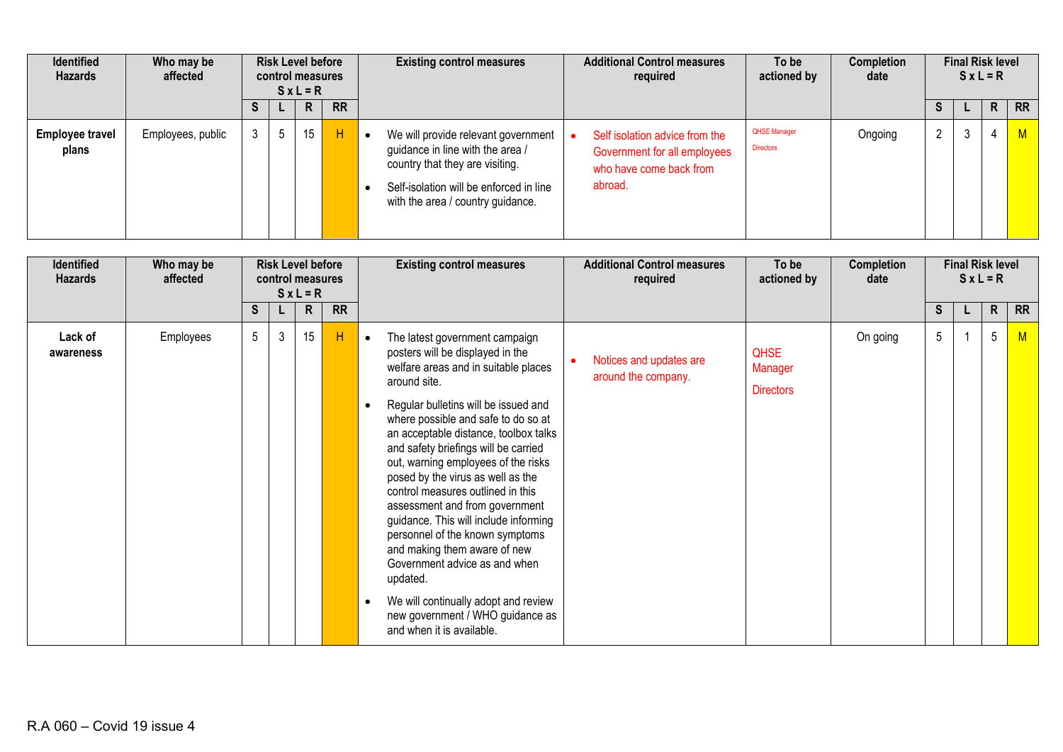| Identified Hazards | Who may be affected | Risk Level before control measures S x L = R | | | | Existing control measures | Additional Control measures required | To be actioned by | Completion date | Final Risk level S x L = R | | | |
|---|---|---|---|---|---|---|---|---|---|---|---|---|---|
| | | S | L | R | RR | | | | | S | L | R | RR |
| **Employee travel plans** | Employees, public | 3 | 5 | 15 | H | • We will provide relevant government guidance in line with the area / country that they are visiting.<br>• Self-isolation will be enforced in line with the area / country guidance. | • Self isolation advice from the Government for all employees who have come back from abroad. | QHSE Manager<br>Directors | Ongoing | 2 | 3 | 4 | M |

| Identified Hazards | Who may be affected | Risk Level before control measures S x L = R | | | | Existing control measures | Additional Control measures required | To be actioned by | Completion date | Final Risk level S x L = R | | | |
|---|---|---|---|---|---|---|---|---|---|---|---|---|---|
| | | S | L | R | RR | | | | | S | L | R | RR |
| **Lack of awareness** | Employees | 5 | 3 | 15 | H | • The latest government campaign posters will be displayed in the welfare areas and in suitable places around site.<br>• Regular bulletins will be issued and where possible and safe to do so at an acceptable distance, toolbox talks and safety briefings will be carried out, warning employees of the risks posed by the virus as well as the control measures outlined in this assessment and from government guidance. This will include informing personnel of the known symptoms and making them aware of new Government advice as and when updated.<br>• We will continually adopt and review new government / WHO guidance as and when it is available. | • Notices and updates are around the company. | QHSE Manager<br>Directors | On going | 5 | 1 | 5 | M |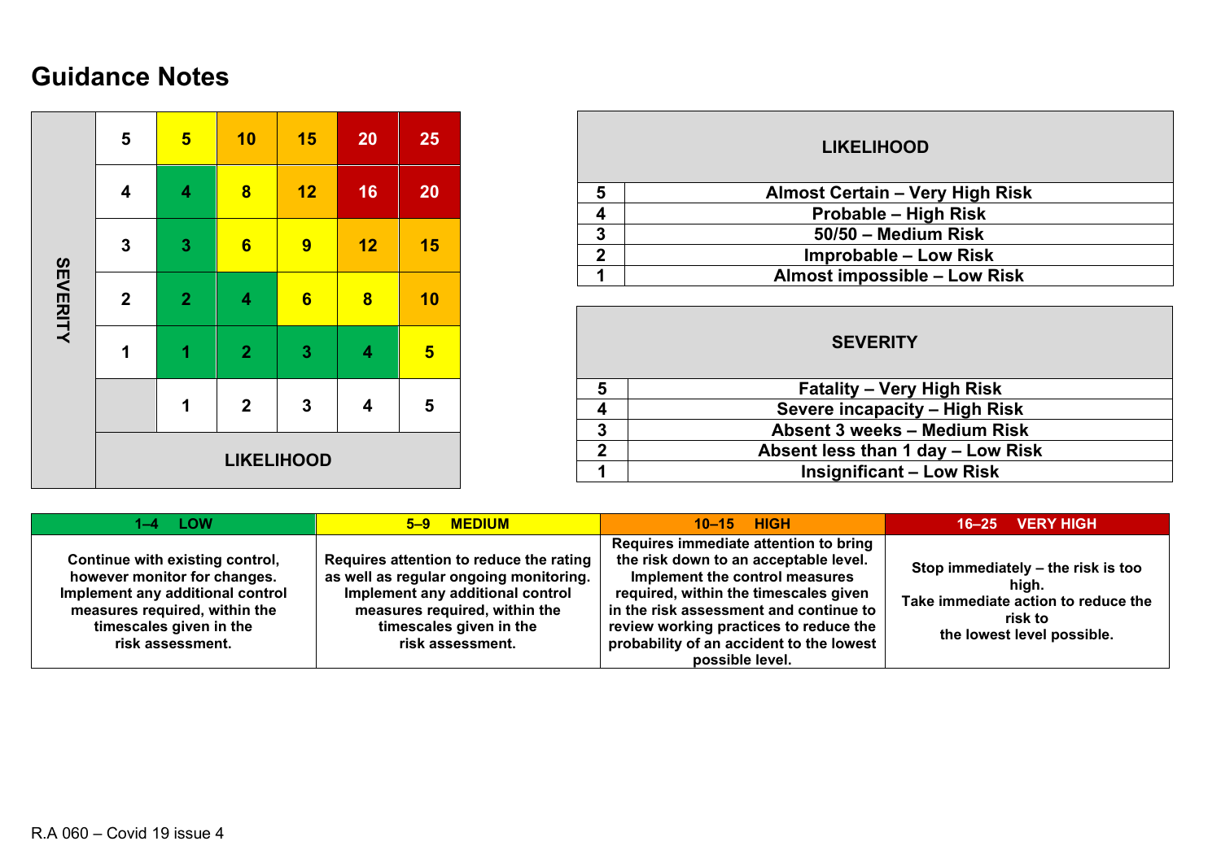# Guidance Notes

| SEVERITY | | | | | | |
|---|---|---|---|---|---|---|
| | 5 | 5 | 10 | 15 | 20 | 25 |
| | 4 | 4 | 8 | 12 | 16 | 20 |
| | 3 | 3 | 6 | 9 | 12 | 15 |
| | 2 | 2 | 4 | 6 | 8 | 10 |
| | 1 | 1 | 2 | 3 | 4 | 5 |
| | | 1 | 2 | 3 | 4 | 5 |
| | LIKELIHOOD | | | | | |

| LIKELIHOOD | |
|---|---|
| 5 | Almost Certain – Very High Risk |
| 4 | Probable – High Risk |
| 3 | 50/50 – Medium Risk |
| 2 | Improbable – Low Risk |
| 1 | Almost impossible – Low Risk |

| SEVERITY | |
|---|---|
| 5 | Fatality – Very High Risk |
| 4 | Severe incapacity – High Risk |
| 3 | Absent 3 weeks – Medium Risk |
| 2 | Absent less than 1 day – Low Risk |
| 1 | Insignificant – Low Risk |

| 1–4 LOW | 5–9 MEDIUM | 10–15 HIGH | 16–25 VERY HIGH |
|---|---|---|---|
| Continue with existing control, however monitor for changes. Implement any additional control measures required, within the timescales given in the risk assessment. | Requires attention to reduce the rating as well as regular ongoing monitoring. Implement any additional control measures required, within the timescales given in the risk assessment. | Requires immediate attention to bring the risk down to an acceptable level. Implement the control measures required, within the timescales given in the risk assessment and continue to review working practices to reduce the probability of an accident to the lowest possible level. | Stop immediately – the risk is too high. Take immediate action to reduce the risk to the lowest level possible. |

R.A 060 – Covid 19 issue 4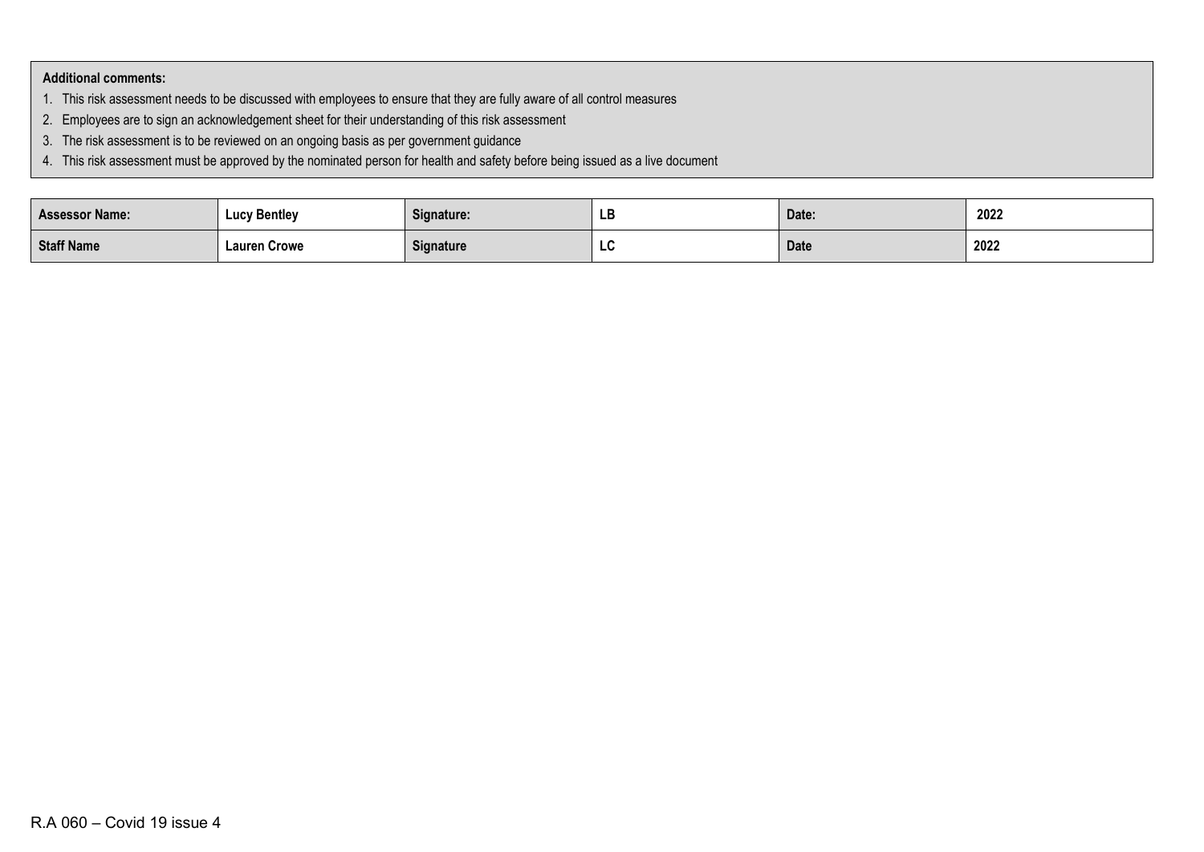**Additional comments:**

1. This risk assessment needs to be discussed with employees to ensure that they are fully aware of all control measures
2. Employees are to sign an acknowledgement sheet for their understanding of this risk assessment
3. The risk assessment is to be reviewed on an ongoing basis as per government guidance
4. This risk assessment must be approved by the nominated person for health and safety before being issued as a live document

| | | | | | |
|---|---|---|---|---|---|
| **Assessor Name:** | **Lucy Bentley** | **Signature:** | **LB** | **Date:** | **2022** |
| **Staff Name** | **Lauren Crowe** | **Signature** | **LC** | **Date** | **2022** |